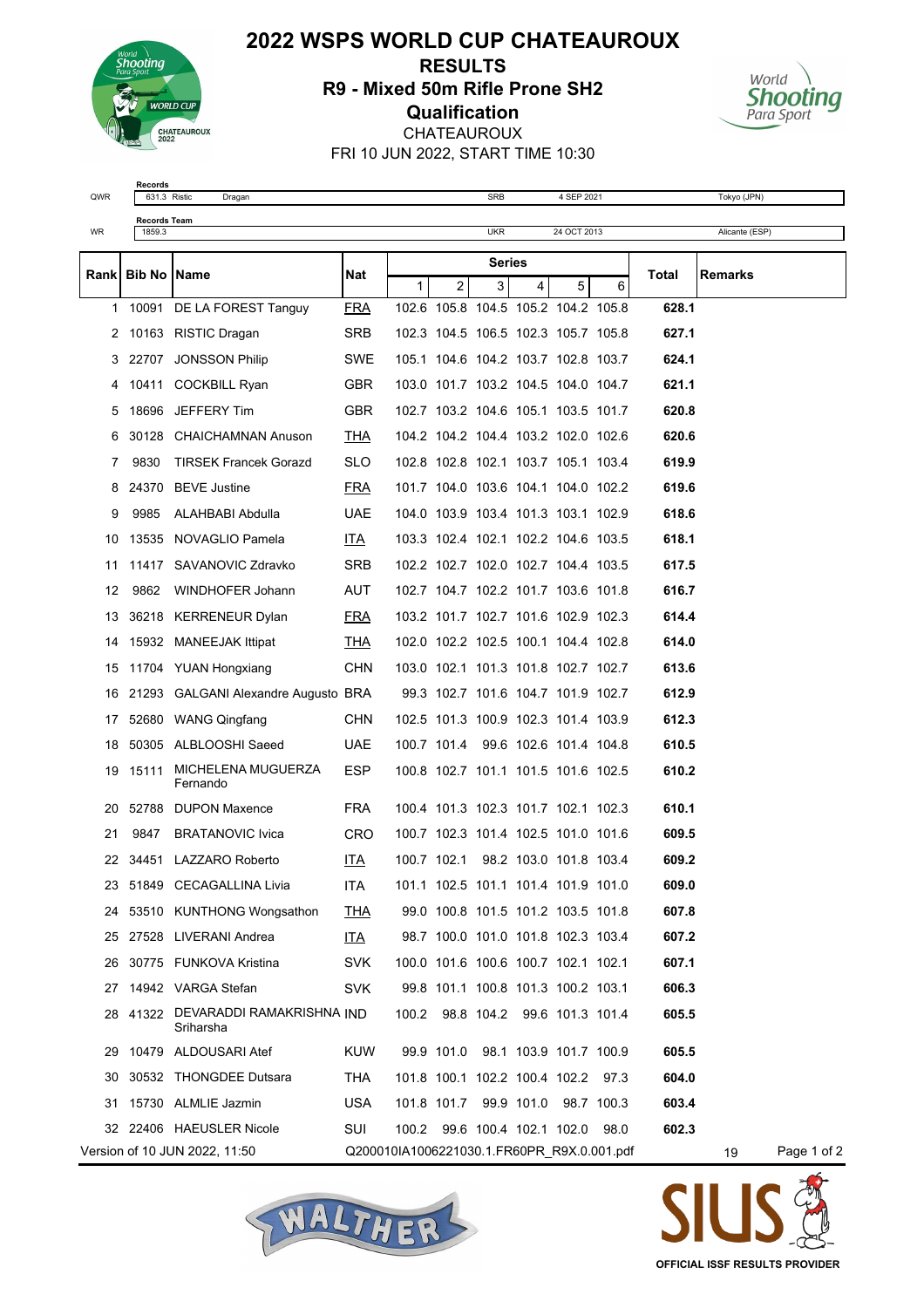# 2022 WSPS WORLD CUP CHATEAUROUX

## RESULTS

## R9 - Mixed 50m Rifle Prone SH2

## Qualification

CHATEAUROUX

FRI 10 JUN 2022, START TIME 10:30

**Records**

| | | | | | |
|---|---|---|---|---|---|
| QWR | 631.3 Ristic | Dragan | SRB | 4 SEP 2021 | Tokyo (JPN) |

**Records Team**

| | | | | |
|---|---|---|---|---|
| WR | 1859.3 | UKR | 24 OCT 2013 | Alicante (ESP) |

| Rank | Bib No | Name | Nat | Series 1 | 2 | 3 | 4 | 5 | 6 | Total | Remarks |
|---|---|---|---|---|---|---|---|---|---|---|---|
| 1 | 10091 | DE LA FOREST Tanguy | FRA | 102.6 | 105.8 | 104.5 | 105.2 | 104.2 | 105.8 | **628.1** | |
| 2 | 10163 | RISTIC Dragan | SRB | 102.3 | 104.5 | 106.5 | 102.3 | 105.7 | 105.8 | **627.1** | |
| 3 | 22707 | JONSSON Philip | SWE | 105.1 | 104.6 | 104.2 | 103.7 | 102.8 | 103.7 | **624.1** | |
| 4 | 10411 | COCKBILL Ryan | GBR | 103.0 | 101.7 | 103.2 | 104.5 | 104.0 | 104.7 | **621.1** | |
| 5 | 18696 | JEFFERY Tim | GBR | 102.7 | 103.2 | 104.6 | 105.1 | 103.5 | 101.7 | **620.8** | |
| 6 | 30128 | CHAICHAMNAN Anuson | THA | 104.2 | 104.2 | 104.4 | 103.2 | 102.0 | 102.6 | **620.6** | |
| 7 | 9830 | TIRSEK Francek Gorazd | SLO | 102.8 | 102.8 | 102.1 | 103.7 | 105.1 | 103.4 | **619.9** | |
| 8 | 24370 | BEVE Justine | FRA | 101.7 | 104.0 | 103.6 | 104.1 | 104.0 | 102.2 | **619.6** | |
| 9 | 9985 | ALAHBABI Abdulla | UAE | 104.0 | 103.9 | 103.4 | 101.3 | 103.1 | 102.9 | **618.6** | |
| 10 | 13535 | NOVAGLIO Pamela | ITA | 103.3 | 102.4 | 102.1 | 102.2 | 104.6 | 103.5 | **618.1** | |
| 11 | 11417 | SAVANOVIC Zdravko | SRB | 102.2 | 102.7 | 102.0 | 102.7 | 104.4 | 103.5 | **617.5** | |
| 12 | 9862 | WINDHOFER Johann | AUT | 102.7 | 104.7 | 102.2 | 101.7 | 103.6 | 101.8 | **616.7** | |
| 13 | 36218 | KERRENEUR Dylan | FRA | 103.2 | 101.7 | 102.7 | 101.6 | 102.9 | 102.3 | **614.4** | |
| 14 | 15932 | MANEEJAK Ittipat | THA | 102.0 | 102.2 | 102.5 | 100.1 | 104.4 | 102.8 | **614.0** | |
| 15 | 11704 | YUAN Hongxiang | CHN | 103.0 | 102.1 | 101.3 | 101.8 | 102.7 | 102.7 | **613.6** | |
| 16 | 21293 | GALGANI Alexandre Augusto | BRA | 99.3 | 102.7 | 101.6 | 104.7 | 101.9 | 102.7 | **612.9** | |
| 17 | 52680 | WANG Qingfang | CHN | 102.5 | 101.3 | 100.9 | 102.3 | 101.4 | 103.9 | **612.3** | |
| 18 | 50305 | ALBLOOSHI Saeed | UAE | 100.7 | 101.4 | 99.6 | 102.6 | 101.4 | 104.8 | **610.5** | |
| 19 | 15111 | MICHELENA MUGUERZA Fernando | ESP | 100.8 | 102.7 | 101.1 | 101.5 | 101.6 | 102.5 | **610.2** | |
| 20 | 52788 | DUPON Maxence | FRA | 100.4 | 101.3 | 102.3 | 101.7 | 102.1 | 102.3 | **610.1** | |
| 21 | 9847 | BRATANOVIC Ivica | CRO | 100.7 | 102.3 | 101.4 | 102.5 | 101.0 | 101.6 | **609.5** | |
| 22 | 34451 | LAZZARO Roberto | ITA | 100.7 | 102.1 | 98.2 | 103.0 | 101.8 | 103.4 | **609.2** | |
| 23 | 51849 | CECAGALLINA Livia | ITA | 101.1 | 102.5 | 101.1 | 101.4 | 101.9 | 101.0 | **609.0** | |
| 24 | 53510 | KUNTHONG Wongsathon | THA | 99.0 | 100.8 | 101.5 | 101.2 | 103.5 | 101.8 | **607.8** | |
| 25 | 27528 | LIVERANI Andrea | ITA | 98.7 | 100.0 | 101.0 | 101.8 | 102.3 | 103.4 | **607.2** | |
| 26 | 30775 | FUNKOVA Kristina | SVK | 100.0 | 101.6 | 100.6 | 100.7 | 102.1 | 102.1 | **607.1** | |
| 27 | 14942 | VARGA Stefan | SVK | 99.8 | 101.1 | 100.8 | 101.3 | 100.2 | 103.1 | **606.3** | |
| 28 | 41322 | DEVARADDI RAMAKRISHNA Sriharsha | IND | 100.2 | 98.8 | 104.2 | 99.6 | 101.3 | 101.4 | **605.5** | |
| 29 | 10479 | ALDOUSARI Atef | KUW | 99.9 | 101.0 | 98.1 | 103.9 | 101.7 | 100.9 | **605.5** | |
| 30 | 30532 | THONGDEE Dutsara | THA | 101.8 | 100.1 | 102.2 | 100.4 | 102.2 | 97.3 | **604.0** | |
| 31 | 15730 | ALMLIE Jazmin | USA | 101.8 | 101.7 | 99.9 | 101.0 | 98.7 | 100.3 | **603.4** | |
| 32 | 22406 | HAEUSLER Nicole | SUI | 100.2 | 99.6 | 100.4 | 102.1 | 102.0 | 98.0 | **602.3** | |

Version of 10 JUN 2022, 11:50 Q200010IA1006221030.1.FR60PR_R9X.0.001.pdf 19

OFFICIAL ISSF RESULTS PROVIDER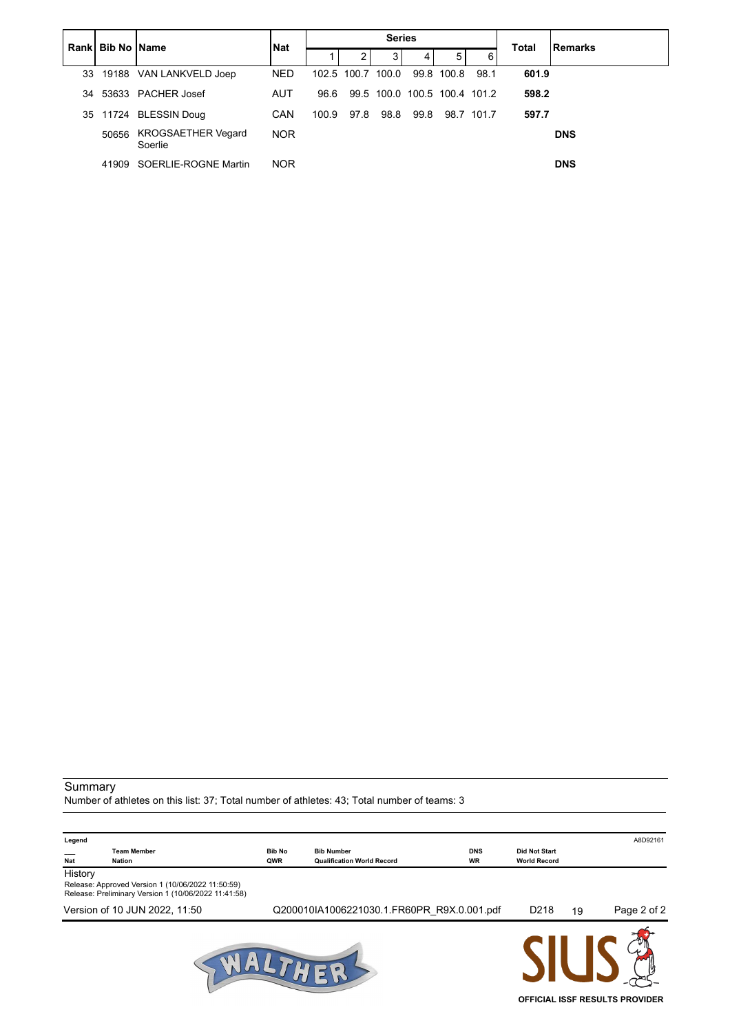| Rank | Bib No | Name | Nat | Series | | | | | | Total | Remarks |
|---|---|---|---|---|---|---|---|---|---|---|---|
| | | | | 1 | 2 | 3 | 4 | 5 | 6 | | |
| 33 | 19188 | VAN LANKVELD Joep | NED | 102.5 | 100.7 | 100.0 | 99.8 | 100.8 | 98.1 | **601.9** | |
| 34 | 53633 | PACHER Josef | AUT | 96.6 | 99.5 | 100.0 | 100.5 | 100.4 | 101.2 | **598.2** | |
| 35 | 11724 | BLESSIN Doug | CAN | 100.9 | 97.8 | 98.8 | 99.8 | 98.7 | 101.7 | **597.7** | |
| | 50656 | KROGSAETHER Vegard Soerlie | NOR | | | | | | | | **DNS** |
| | 41909 | SOERLIE-ROGNE Martin | NOR | | | | | | | | **DNS** |

Summary

Number of athletes on this list: 37; Total number of athletes: 43; Total number of teams: 3

**Legend**

| | | | | | |
|---|---|---|---|---|---|
| __ | Team Member | Bib No | Bib Number | DNS | Did Not Start |
| Nat | Nation | QWR | Qualification World Record | WR | World Record |

A8D92161

History

Release: Approved Version 1 (10/06/2022 11:50:59)
Release: Preliminary Version 1 (10/06/2022 11:41:58)

Version of 10 JUN 2022, 11:50 Q200010IA1006221030.1.FR60PR_R9X.0.001.pdf D218 19

WALTHER

SIUS

OFFICIAL ISSF RESULTS PROVIDER